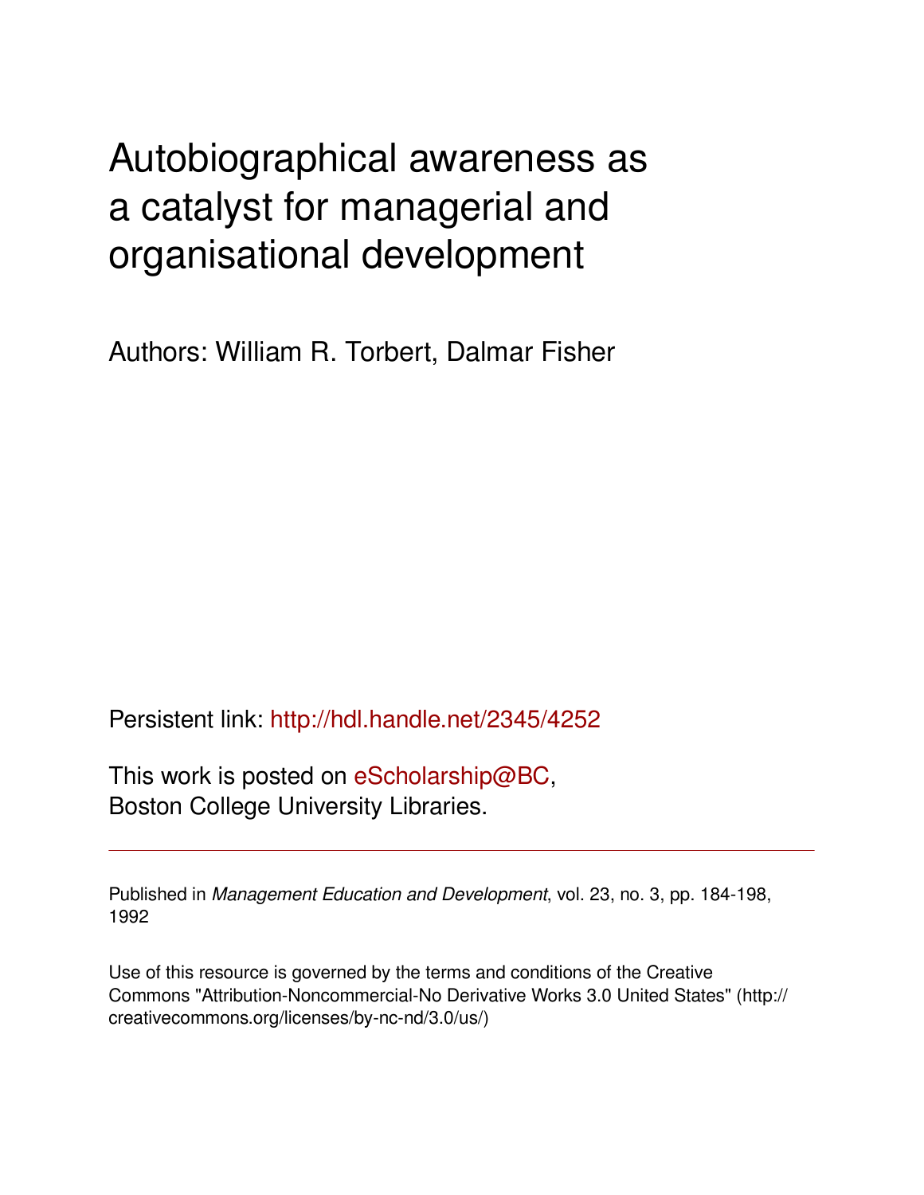# Autobiographical awareness as a catalyst for managerial and organisational development

Authors: William R. Torbert, Dalmar Fisher

Persistent link: http://hdl.handle.net/2345/4252

This work is posted on eScholarship@BC, Boston College University Libraries.

---

Published in *Management Education and Development*, vol. 23, no. 3, pp. 184-198, 1992

Use of this resource is governed by the terms and conditions of the Creative Commons "Attribution-Noncommercial-No Derivative Works 3.0 United States" (http://creativecommons.org/licenses/by-nc-nd/3.0/us/)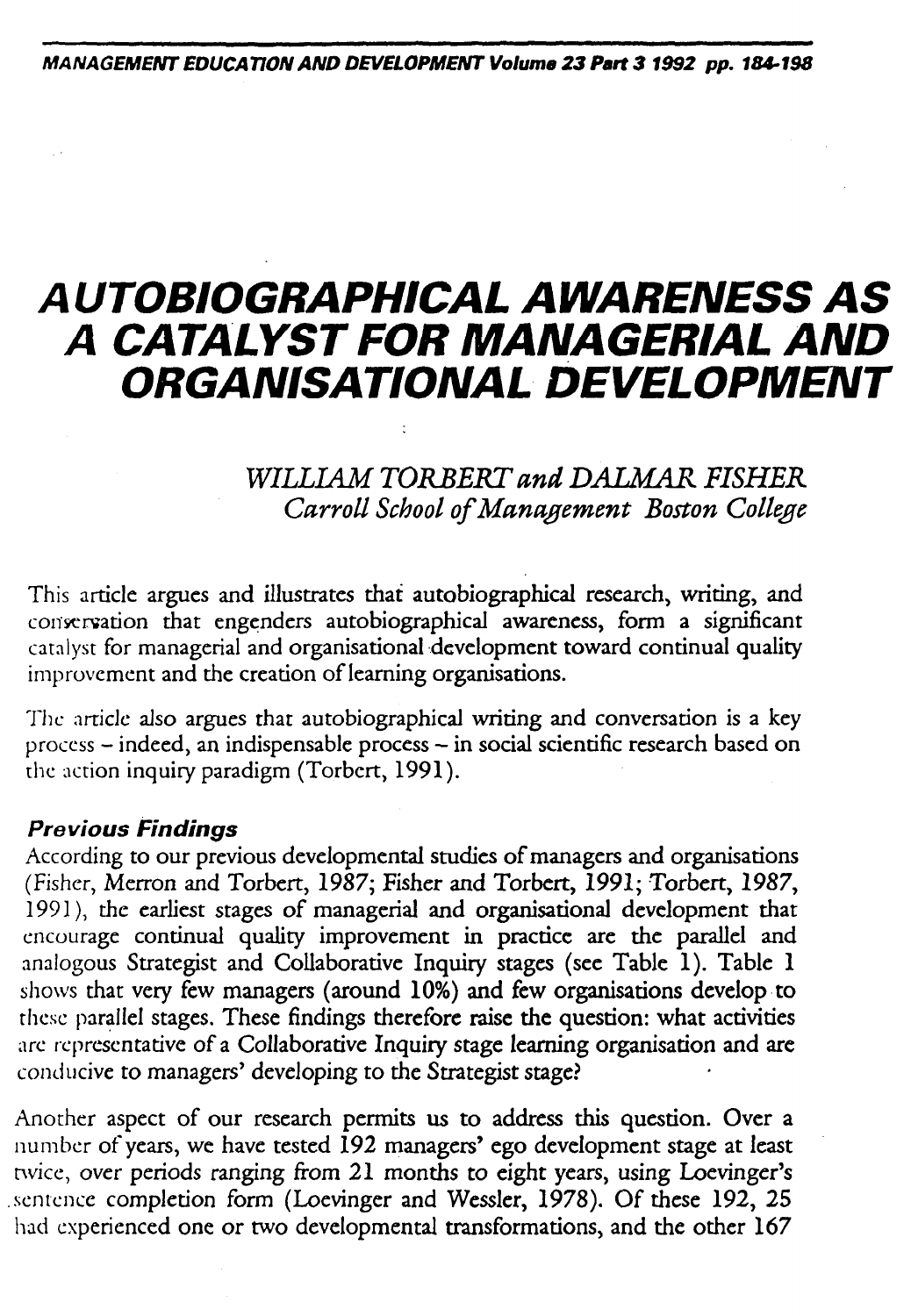# AUTOBIOGRAPHICAL AWARENESS AS A CATALYST FOR MANAGERIAL AND ORGANISATIONAL DEVELOPMENT

*WILLIAM TORBERT and DALMAR FISHER*
*Carroll School of Management Boston College*

This article argues and illustrates that autobiographical research, writing, and conversation that engenders autobiographical awareness, form a significant catalyst for managerial and organisational development toward continual quality improvement and the creation of learning organisations.

The article also argues that autobiographical writing and conversation is a key process – indeed, an indispensable process – in social scientific research based on the action inquiry paradigm (Torbert, 1991).

### Previous Findings

According to our previous developmental studies of managers and organisations (Fisher, Merron and Torbert, 1987; Fisher and Torbert, 1991; Torbert, 1987, 1991), the earliest stages of managerial and organisational development that encourage continual quality improvement in practice are the parallel and analogous Strategist and Collaborative Inquiry stages (see Table 1). Table 1 shows that very few managers (around 10%) and few organisations develop to these parallel stages. These findings therefore raise the question: what activities are representative of a Collaborative Inquiry stage learning organisation and are conducive to managers' developing to the Strategist stage?

Another aspect of our research permits us to address this question. Over a number of years, we have tested 192 managers' ego development stage at least twice, over periods ranging from 21 months to eight years, using Loevinger's sentence completion form (Loevinger and Wessler, 1978). Of these 192, 25 had experienced one or two developmental transformations, and the other 167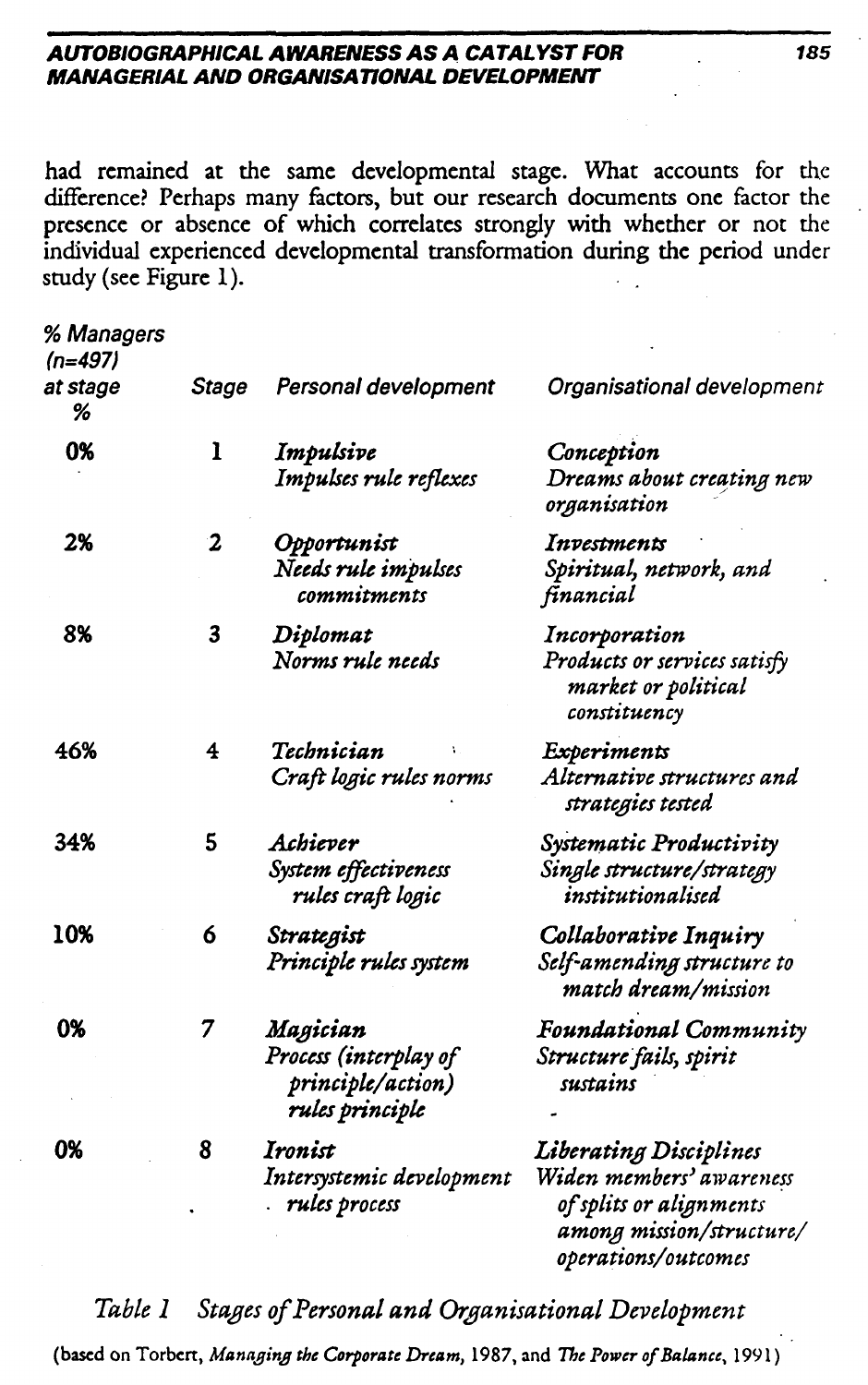had remained at the same developmental stage. What accounts for the difference? Perhaps many factors, but our research documents one factor the presence or absence of which correlates strongly with whether or not the individual experienced developmental transformation during the period under study (see Figure 1).

| % Managers (n=497) at stage % | Stage | Personal development | Organisational development |
|---|---|---|---|
| 0% | 1 | *Impulsive* <br> *Impulses rule reflexes* | *Conception* <br> *Dreams about creating new organisation* |
| 2% | 2 | *Opportunist* <br> *Needs rule impulses commitments* | *Investments* <br> *Spiritual, network, and financial* |
| 8% | 3 | *Diplomat* <br> *Norms rule needs* | *Incorporation* <br> *Products or services satisfy market or political constituency* |
| 46% | 4 | *Technician* <br> *Craft logic rules norms* | *Experiments* <br> *Alternative structures and strategies tested* |
| 34% | 5 | *Achiever* <br> *System effectiveness rules craft logic* | *Systematic Productivity* <br> *Single structure/strategy institutionalised* |
| 10% | 6 | *Strategist* <br> *Principle rules system* | *Collaborative Inquiry* <br> *Self-amending structure to match dream/mission* |
| 0% | 7 | *Magician* <br> *Process (interplay of principle/action) rules principle* | *Foundational Community* <br> *Structure fails, spirit sustains* |
| 0% | 8 | *Ironist* <br> *Intersystemic development rules process* | *Liberating Disciplines* <br> *Widen members' awareness of splits or alignments among mission/structure/operations/outcomes* |

*Table 1 Stages of Personal and Organisational Development*

(based on Torbert, *Managing the Corporate Dream*, 1987, and *The Power of Balance*, 1991)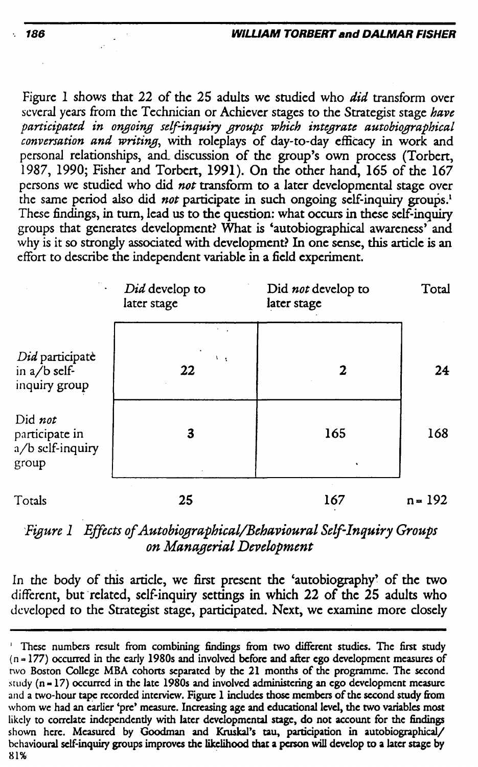Figure 1 shows that 22 of the 25 adults we studied who *did* transform over several years from the Technician or Achiever stages to the Strategist stage ***have participated in ongoing self-inquiry groups which integrate autobiographical conversation and writing***, with roleplays of day-to-day efficacy in work and personal relationships, and discussion of the group's own process (Torbert, 1987, 1990; Fisher and Torbert, 1991). On the other hand, 165 of the 167 persons we studied who did *not* transform to a later developmental stage over the same period also did *not* participate in such ongoing self-inquiry groups.[1] These findings, in turn, lead us to the question: what occurs in these self-inquiry groups that generates development? What is 'autobiographical awareness' and why is it so strongly associated with development? In one sense, this article is an effort to describe the independent variable in a field experiment.

| | *Did* develop to later stage | Did *not* develop to later stage | Total |
|---|---|---|---|
| *Did* participate in a/b self-inquiry group | 22 | 2 | 24 |
| Did *not* participate in a/b self-inquiry group | 3 | 165 | 168 |
| Totals | 25 | 167 | n = 192 |

*Figure 1 Effects of Autobiographical/Behavioural Self-Inquiry Groups on Managerial Development*

In the body of this article, we first present the 'autobiography' of the two different, but related, self-inquiry settings in which 22 of the 25 adults who developed to the Strategist stage, participated. Next, we examine more closely

---

[1] These numbers result from combining findings from two different studies. The first study (n = 177) occurred in the early 1980s and involved before and after ego development measures of two Boston College MBA cohorts separated by the 21 months of the programme. The second study (n = 17) occurred in the late 1980s and involved administering an ego development measure and a two-hour tape recorded interview. Figure 1 includes those members of the second study from whom we had an earlier 'pre' measure. Increasing age and educational level, the two variables most likely to correlate independently with later developmental stage, do not account for the findings shown here. Measured by Goodman and Kruskal's tau, participation in autobiographical/behavioural self-inquiry groups improves the likelihood that a person will develop to a later stage by 81%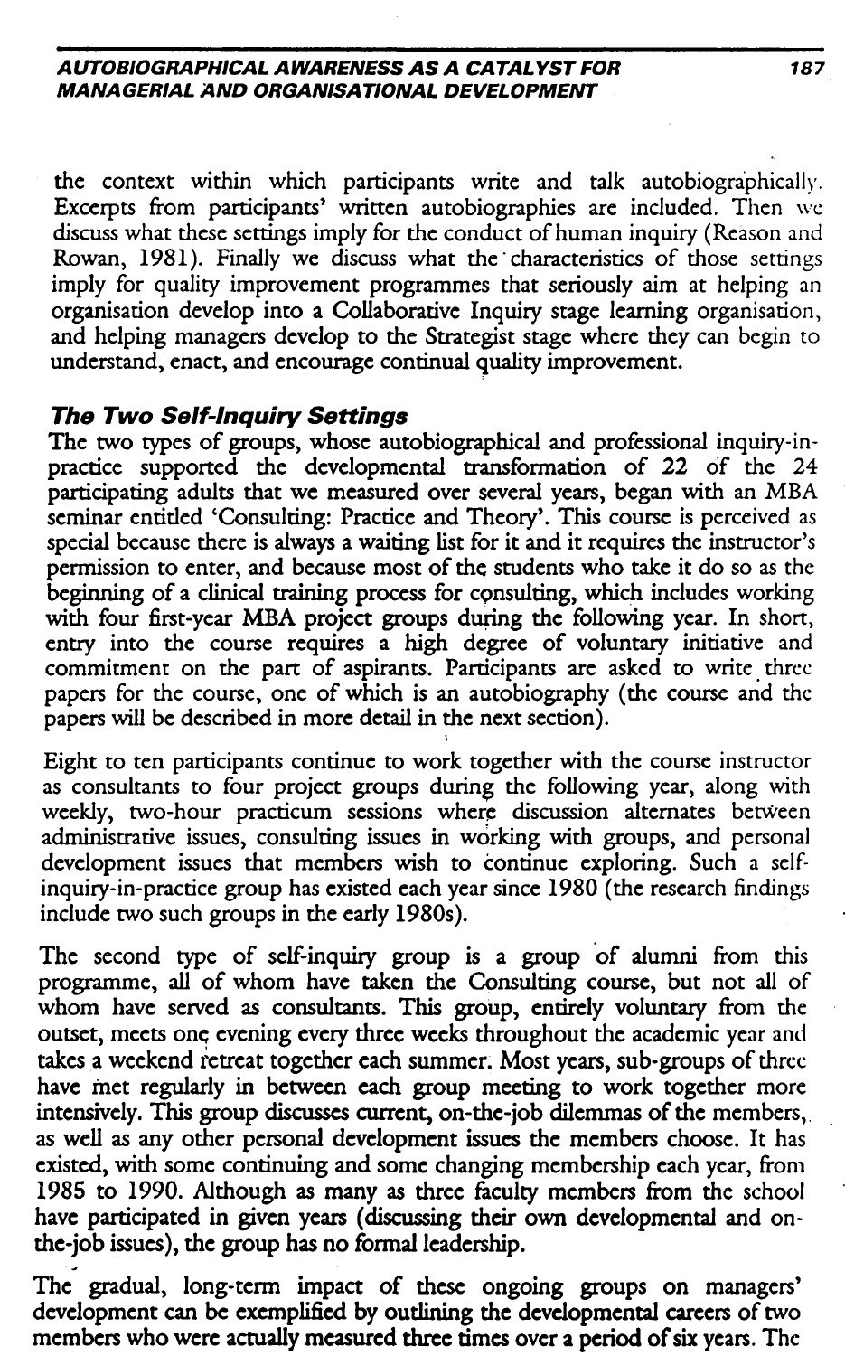the context within which participants write and talk autobiographically. Excerpts from participants' written autobiographies are included. Then we discuss what these settings imply for the conduct of human inquiry (Reason and Rowan, 1981). Finally we discuss what the characteristics of those settings imply for quality improvement programmes that seriously aim at helping an organisation develop into a Collaborative Inquiry stage learning organisation, and helping managers develop to the Strategist stage where they can begin to understand, enact, and encourage continual quality improvement.

### *The Two Self-Inquiry Settings*

The two types of groups, whose autobiographical and professional inquiry-in-practice supported the developmental transformation of 22 of the 24 participating adults that we measured over several years, began with an MBA seminar entitled 'Consulting: Practice and Theory'. This course is perceived as special because there is always a waiting list for it and it requires the instructor's permission to enter, and because most of the students who take it do so as the beginning of a clinical training process for consulting, which includes working with four first-year MBA project groups during the following year. In short, entry into the course requires a high degree of voluntary initiative and commitment on the part of aspirants. Participants are asked to write three papers for the course, one of which is an autobiography (the course and the papers will be described in more detail in the next section).

Eight to ten participants continue to work together with the course instructor as consultants to four project groups during the following year, along with weekly, two-hour practicum sessions where discussion alternates between administrative issues, consulting issues in working with groups, and personal development issues that members wish to continue exploring. Such a self-inquiry-in-practice group has existed each year since 1980 (the research findings include two such groups in the early 1980s).

The second type of self-inquiry group is a group of alumni from this programme, all of whom have taken the Consulting course, but not all of whom have served as consultants. This group, entirely voluntary from the outset, meets one evening every three weeks throughout the academic year and takes a weekend retreat together each summer. Most years, sub-groups of three have met regularly in between each group meeting to work together more intensively. This group discusses current, on-the-job dilemmas of the members, as well as any other personal development issues the members choose. It has existed, with some continuing and some changing membership each year, from 1985 to 1990. Although as many as three faculty members from the school have participated in given years (discussing their own developmental and on-the-job issues), the group has no formal leadership.

The gradual, long-term impact of these ongoing groups on managers' development can be exemplified by outlining the developmental careers of two members who were actually measured three times over a period of six years. The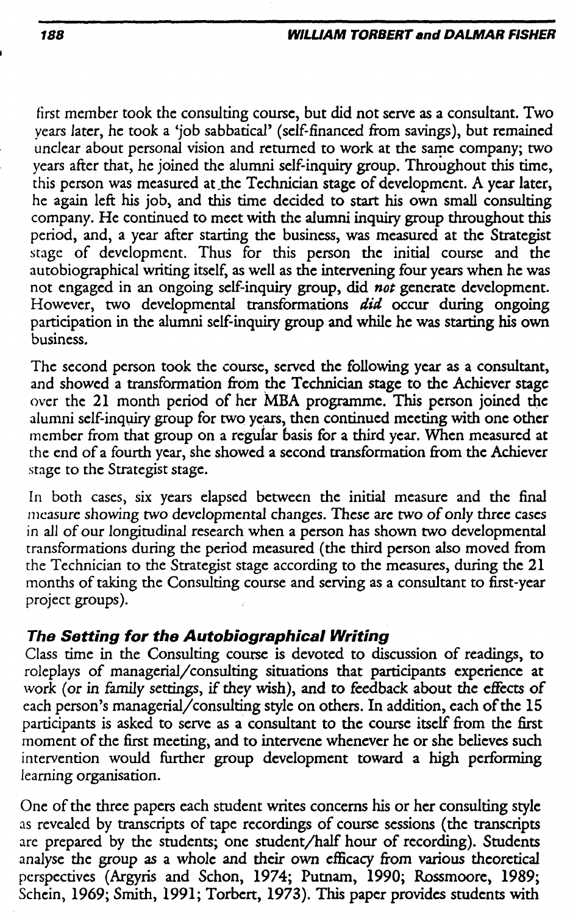first member took the consulting course, but did not serve as a consultant. Two years later, he took a 'job sabbatical' (self-financed from savings), but remained unclear about personal vision and returned to work at the same company; two years after that, he joined the alumni self-inquiry group. Throughout this time, this person was measured at the Technician stage of development. A year later, he again left his job, and this time decided to start his own small consulting company. He continued to meet with the alumni inquiry group throughout this period, and, a year after starting the business, was measured at the Strategist stage of development. Thus for this person the initial course and the autobiographical writing itself, as well as the intervening four years when he was not engaged in an ongoing self-inquiry group, did *not* generate development. However, two developmental transformations *did* occur during ongoing participation in the alumni self-inquiry group and while he was starting his own business.

The second person took the course, served the following year as a consultant, and showed a transformation from the Technician stage to the Achiever stage over the 21 month period of her MBA programme. This person joined the alumni self-inquiry group for two years, then continued meeting with one other member from that group on a regular basis for a third year. When measured at the end of a fourth year, she showed a second transformation from the Achiever stage to the Strategist stage.

In both cases, six years elapsed between the initial measure and the final measure showing two developmental changes. These are two of only three cases in all of our longitudinal research when a person has shown two developmental transformations during the period measured (the third person also moved from the Technician to the Strategist stage according to the measures, during the 21 months of taking the Consulting course and serving as a consultant to first-year project groups).

### The Setting for the Autobiographical Writing

Class time in the Consulting course is devoted to discussion of readings, to roleplays of managerial/consulting situations that participants experience at work (or in family settings, if they wish), and to feedback about the effects of each person's managerial/consulting style on others. In addition, each of the 15 participants is asked to serve as a consultant to the course itself from the first moment of the first meeting, and to intervene whenever he or she believes such intervention would further group development toward a high performing learning organisation.

One of the three papers each student writes concerns his or her consulting style as revealed by transcripts of tape recordings of course sessions (the transcripts are prepared by the students; one student/half hour of recording). Students analyse the group as a whole and their own efficacy from various theoretical perspectives (Argyris and Schon, 1974; Putnam, 1990; Rossmoore, 1989; Schein, 1969; Smith, 1991; Torbert, 1973). This paper provides students with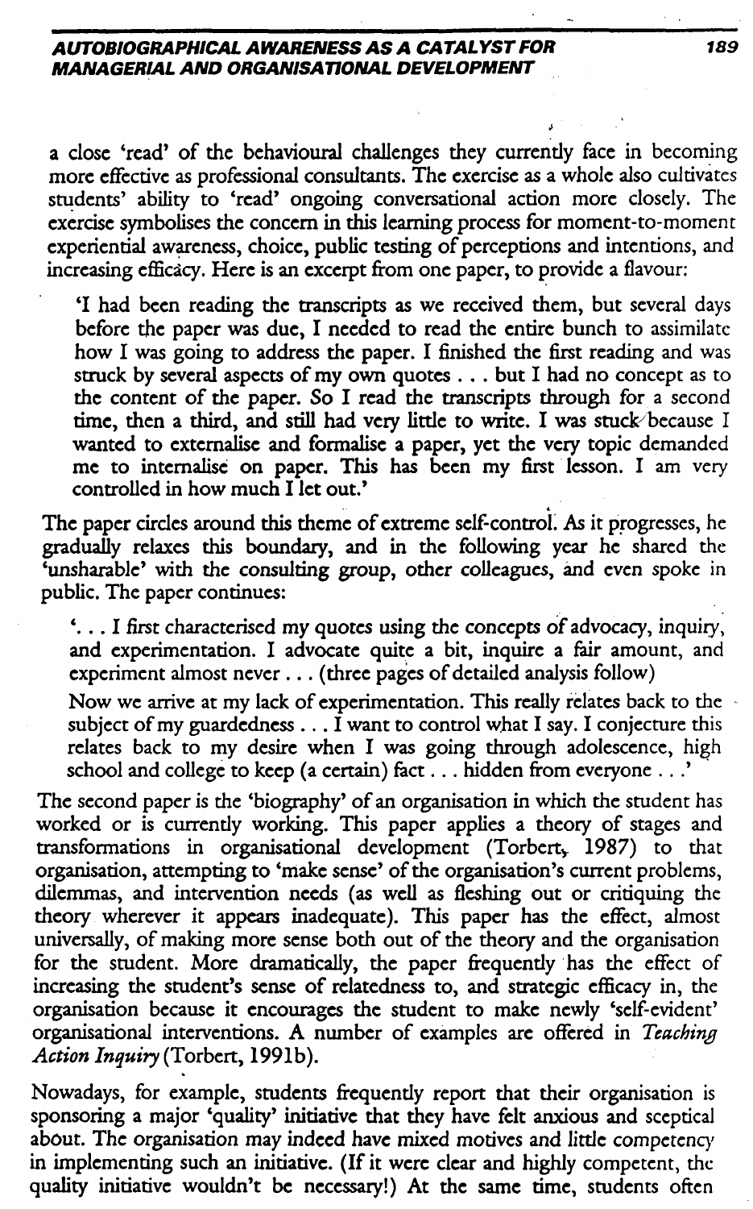a close 'read' of the behavioural challenges they currently face in becoming more effective as professional consultants. The exercise as a whole also cultivates students' ability to 'read' ongoing conversational action more closely. The exercise symbolises the concern in this learning process for moment-to-moment experiential awareness, choice, public testing of perceptions and intentions, and increasing efficacy. Here is an excerpt from one paper, to provide a flavour:

> 'I had been reading the transcripts as we received them, but several days before the paper was due, I needed to read the entire bunch to assimilate how I was going to address the paper. I finished the first reading and was struck by several aspects of my own quotes . . . but I had no concept as to the content of the paper. So I read the transcripts through for a second time, then a third, and still had very little to write. I was stuck because I wanted to externalise and formalise a paper, yet the very topic demanded me to internalise on paper. This has been my first lesson. I am very controlled in how much I let out.'

The paper circles around this theme of extreme self-control. As it progresses, he gradually relaxes this boundary, and in the following year he shared the 'unsharable' with the consulting group, other colleagues, and even spoke in public. The paper continues:

> '. . . I first characterised my quotes using the concepts of advocacy, inquiry, and experimentation. I advocate quite a bit, inquire a fair amount, and experiment almost never . . . (three pages of detailed analysis follow)
>
> Now we arrive at my lack of experimentation. This really relates back to the subject of my guardedness . . . I want to control what I say. I conjecture this relates back to my desire when I was going through adolescence, high school and college to keep (a certain) fact . . . hidden from everyone . . .'

The second paper is the 'biography' of an organisation in which the student has worked or is currently working. This paper applies a theory of stages and transformations in organisational development (Torbert, 1987) to that organisation, attempting to 'make sense' of the organisation's current problems, dilemmas, and intervention needs (as well as fleshing out or critiquing the theory wherever it appears inadequate). This paper has the effect, almost universally, of making more sense both out of the theory and the organisation for the student. More dramatically, the paper frequently has the effect of increasing the student's sense of relatedness to, and strategic efficacy in, the organisation because it encourages the student to make newly 'self-evident' organisational interventions. A number of examples are offered in *Teaching Action Inquiry* (Torbert, 1991b).

Nowadays, for example, students frequently report that their organisation is sponsoring a major 'quality' initiative that they have felt anxious and sceptical about. The organisation may indeed have mixed motives and little competency in implementing such an initiative. (If it were clear and highly competent, the quality initiative wouldn't be necessary!) At the same time, students often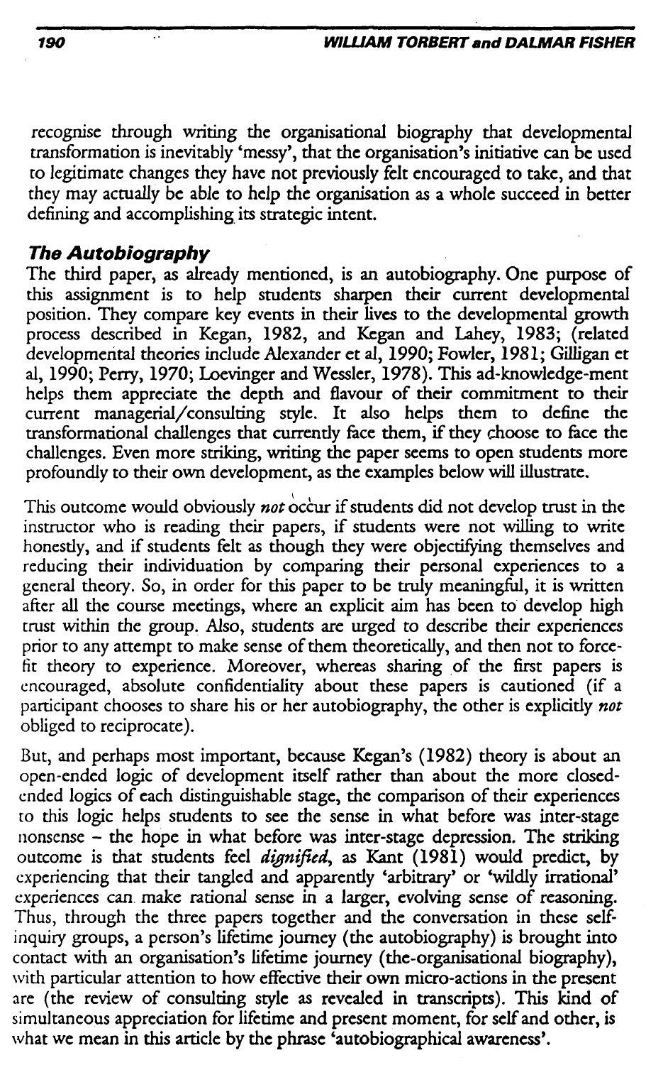recognise through writing the organisational biography that developmental transformation is inevitably 'messy', that the organisation's initiative can be used to legitimate changes they have not previously felt encouraged to take, and that they may actually be able to help the organisation as a whole succeed in better defining and accomplishing its strategic intent.

### The Autobiography

The third paper, as already mentioned, is an autobiography. One purpose of this assignment is to help students sharpen their current developmental position. They compare key events in their lives to the developmental growth process described in Kegan, 1982, and Kegan and Lahey, 1983; (related developmental theories include Alexander et al, 1990; Fowler, 1981; Gilligan et al, 1990; Perry, 1970; Loevinger and Wessler, 1978). This ad-knowledge-ment helps them appreciate the depth and flavour of their commitment to their current managerial/consulting style. It also helps them to define the transformational challenges that currently face them, if they choose to face the challenges. Even more striking, writing the paper seems to open students more profoundly to their own development, as the examples below will illustrate.

This outcome would obviously *not* occur if students did not develop trust in the instructor who is reading their papers, if students were not willing to write honestly, and if students felt as though they were objectifying themselves and reducing their individuation by comparing their personal experiences to a general theory. So, in order for this paper to be truly meaningful, it is written after all the course meetings, where an explicit aim has been to develop high trust within the group. Also, students are urged to describe their experiences prior to any attempt to make sense of them theoretically, and then not to force-fit theory to experience. Moreover, whereas sharing of the first papers is encouraged, absolute confidentiality about these papers is cautioned (if a participant chooses to share his or her autobiography, the other is explicitly *not* obliged to reciprocate).

But, and perhaps most important, because Kegan's (1982) theory is about an open-ended logic of development itself rather than about the more closed-ended logics of each distinguishable stage, the comparison of their experiences to this logic helps students to see the sense in what before was inter-stage nonsense – the hope in what before was inter-stage depression. The striking outcome is that students feel *dignified*, as Kant (1981) would predict, by experiencing that their tangled and apparently 'arbitrary' or 'wildly irrational' experiences can make rational sense in a larger, evolving sense of reasoning. Thus, through the three papers together and the conversation in these self-inquiry groups, a person's lifetime journey (the autobiography) is brought into contact with an organisation's lifetime journey (the-organisational biography), with particular attention to how effective their own micro-actions in the present are (the review of consulting style as revealed in transcripts). This kind of simultaneous appreciation for lifetime and present moment, for self and other, is what we mean in this article by the phrase 'autobiographical awareness'.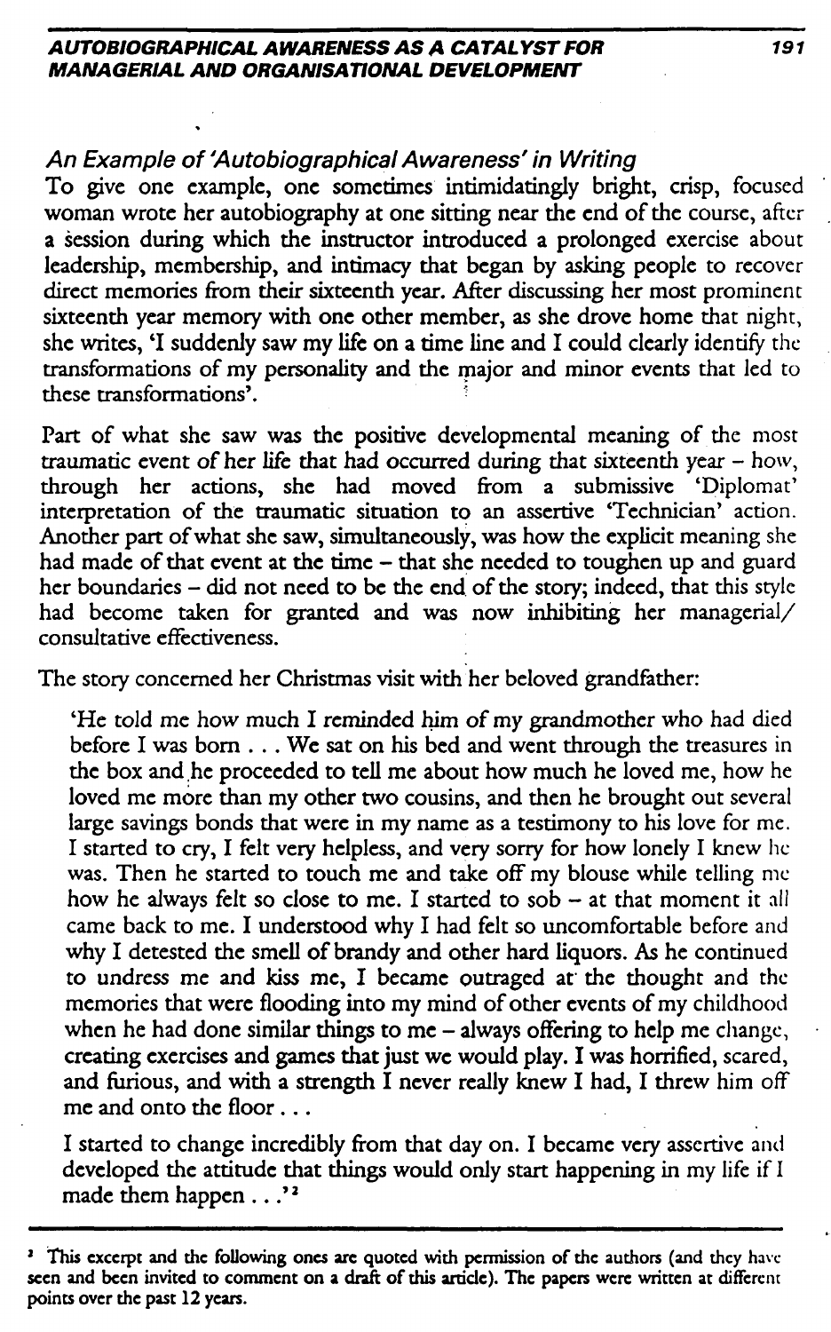### An Example of 'Autobiographical Awareness' in Writing

To give one example, one sometimes intimidatingly bright, crisp, focused woman wrote her autobiography at one sitting near the end of the course, after a session during which the instructor introduced a prolonged exercise about leadership, membership, and intimacy that began by asking people to recover direct memories from their sixteenth year. After discussing her most prominent sixteenth year memory with one other member, as she drove home that night, she writes, 'I suddenly saw my life on a time line and I could clearly identify the transformations of my personality and the major and minor events that led to these transformations'.

Part of what she saw was the positive developmental meaning of the most traumatic event of her life that had occurred during that sixteenth year – how, through her actions, she had moved from a submissive 'Diplomat' interpretation of the traumatic situation to an assertive 'Technician' action. Another part of what she saw, simultaneously, was how the explicit meaning she had made of that event at the time – that she needed to toughen up and guard her boundaries – did not need to be the end of the story; indeed, that this style had become taken for granted and was now inhibiting her managerial/consultative effectiveness.

The story concerned her Christmas visit with her beloved grandfather:

> 'He told me how much I reminded him of my grandmother who had died before I was born . . . We sat on his bed and went through the treasures in the box and he proceeded to tell me about how much he loved me, how he loved me more than my other two cousins, and then he brought out several large savings bonds that were in my name as a testimony to his love for me. I started to cry, I felt very helpless, and very sorry for how lonely I knew he was. Then he started to touch me and take off my blouse while telling me how he always felt so close to me. I started to sob – at that moment it all came back to me. I understood why I had felt so uncomfortable before and why I detested the smell of brandy and other hard liquors. As he continued to undress me and kiss me, I became outraged at the thought and the memories that were flooding into my mind of other events of my childhood when he had done similar things to me – always offering to help me change, creating exercises and games that just we would play. I was horrified, scared, and furious, and with a strength I never really knew I had, I threw him off me and onto the floor . . .
>
> I started to change incredibly from that day on. I became very assertive and developed the attitude that things would only start happening in my life if I made them happen . . .'[2]

---

[2] This excerpt and the following ones are quoted with permission of the authors (and they have seen and been invited to comment on a draft of this article). The papers were written at different points over the past 12 years.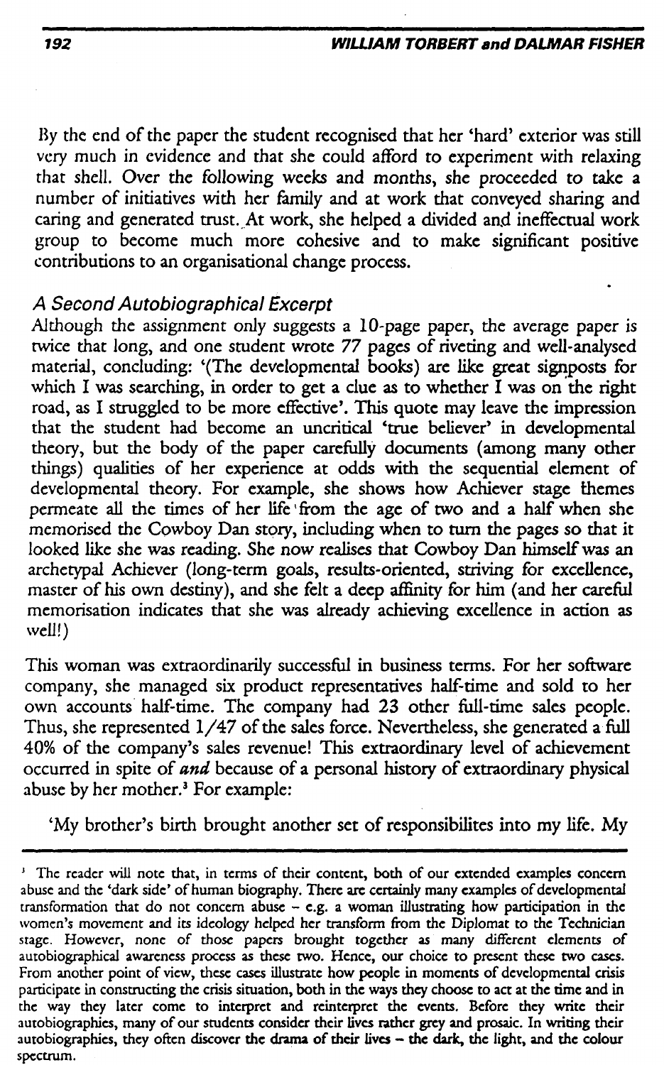By the end of the paper the student recognised that her 'hard' exterior was still very much in evidence and that she could afford to experiment with relaxing that shell. Over the following weeks and months, she proceeded to take a number of initiatives with her family and at work that conveyed sharing and caring and generated trust. At work, she helped a divided and ineffectual work group to become much more cohesive and to make significant positive contributions to an organisational change process.

### *A Second Autobiographical Excerpt*

Although the assignment only suggests a 10-page paper, the average paper is twice that long, and one student wrote 77 pages of riveting and well-analysed material, concluding: '(The developmental books) are like great signposts for which I was searching, in order to get a clue as to whether I was on the right road, as I struggled to be more effective'. This quote may leave the impression that the student had become an uncritical 'true believer' in developmental theory, but the body of the paper carefully documents (among many other things) qualities of her experience at odds with the sequential element of developmental theory. For example, she shows how Achiever stage themes permeate all the times of her life from the age of two and a half when she memorised the Cowboy Dan story, including when to turn the pages so that it looked like she was reading. She now realises that Cowboy Dan himself was an archetypal Achiever (long-term goals, results-oriented, striving for excellence, master of his own destiny), and she felt a deep affinity for him (and her careful memorisation indicates that she was already achieving excellence in action as well!)

This woman was extraordinarily successful in business terms. For her software company, she managed six product representatives half-time and sold to her own accounts half-time. The company had 23 other full-time sales people. Thus, she represented 1/47 of the sales force. Nevertheless, she generated a full 40% of the company's sales revenue! This extraordinary level of achievement occurred in spite of ***and*** because of a personal history of extraordinary physical abuse by her mother.[3] For example:

'My brother's birth brought another set of responsibilites into my life. My

---

[3] The reader will note that, in terms of their content, both of our extended examples concern abuse and the 'dark side' of human biography. There are certainly many examples of developmental transformation that do not concern abuse – e.g. a woman illustrating how participation in the women's movement and its ideology helped her transform from the Diplomat to the Technician stage. However, none of those papers brought together as many different elements of autobiographical awareness process as these two. Hence, our choice to present these two cases. From another point of view, these cases illustrate how people in moments of developmental crisis participate in constructing the crisis situation, both in the ways they choose to act at the time and in the way they later come to interpret and reinterpret the events. Before they write their autobiographies, many of our students consider their lives rather grey and prosaic. In writing their autobiographies, they often discover **the drama of their lives – the dark, the light, and the colour spectrum.**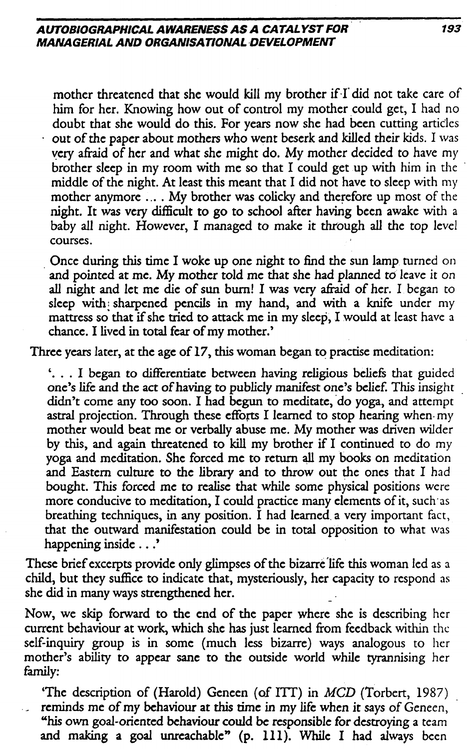mother threatened that she would kill my brother if I did not take care of him for her. Knowing how out of control my mother could get, I had no doubt that she would do this. For years now she had been cutting articles out of the paper about mothers who went beserk and killed their kids. I was very afraid of her and what she might do. My mother decided to have my brother sleep in my room with me so that I could get up with him in the middle of the night. At least this meant that I did not have to sleep with my mother anymore .... My brother was colicky and therefore up most of the night. It was very difficult to go to school after having been awake with a baby all night. However, I managed to make it through all the top level courses.

> Once during this time I woke up one night to find the sun lamp turned on and pointed at me. My mother told me that she had planned to leave it on all night and let me die of sun burn! I was very afraid of her. I began to sleep with sharpened pencils in my hand, and with a knife under my mattress so that if she tried to attack me in my sleep, I would at least have a chance. I lived in total fear of my mother.'

Three years later, at the age of 17, this woman began to practise meditation:

> '. . . I began to differentiate between having religious beliefs that guided one's life and the act of having to publicly manifest one's belief. This insight didn't come any too soon. I had begun to meditate, do yoga, and attempt astral projection. Through these efforts I learned to stop hearing when my mother would beat me or verbally abuse me. My mother was driven wilder by this, and again threatened to kill my brother if I continued to do my yoga and meditation. She forced me to return all my books on meditation and Eastern culture to the library and to throw out the ones that I had bought. This forced me to realise that while some physical positions were more conducive to meditation, I could practice many elements of it, such as breathing techniques, in any position. I had learned a very important fact, that the outward manifestation could be in total opposition to what was happening inside . . .'

These brief excerpts provide only glimpses of the bizarre life this woman led as a child, but they suffice to indicate that, mysteriously, her capacity to respond as she did in many ways strengthened her.

Now, we skip forward to the end of the paper where she is describing her current behaviour at work, which she has just learned from feedback within the self-inquiry group is in some (much less bizarre) ways analogous to her mother's ability to appear sane to the outside world while tyrannising her family:

> 'The description of (Harold) Geneen (of ITT) in *MCD* (Torbert, 1987) reminds me of my behaviour at this time in my life when it says of Geneen, "his own goal-oriented behaviour could be responsible for destroying a team and making a goal unreachable" (p. 111). While I had always been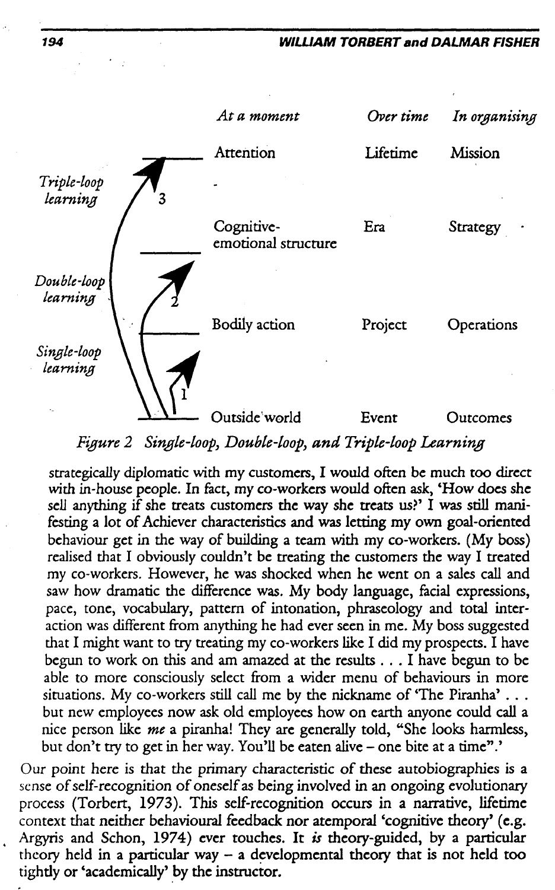| | At a moment | Over time | In organising |
|---|---|---|---|
| Triple-loop learning (3) | Attention | Lifetime | Mission |
| | Cognitive-emotional structure | Era | Strategy |
| Double-loop learning (2) | Bodily action | Project | Operations |
| Single-loop learning (1) | Outside world | Event | Outcomes |

*Figure 2 Single-loop, Double-loop, and Triple-loop Learning*

> strategically diplomatic with my customers, I would often be much too direct with in-house people. In fact, my co-workers would often ask, 'How does she sell anything if she treats customers the way she treats us?' I was still manifesting a lot of Achiever characteristics and was letting my own goal-oriented behaviour get in the way of building a team with my co-workers. (My boss) realised that I obviously couldn't be treating the customers the way I treated my co-workers. However, he was shocked when he went on a sales call and saw how dramatic the difference was. My body language, facial expressions, pace, tone, vocabulary, pattern of intonation, phraseology and total interaction was different from anything he had ever seen in me. My boss suggested that I might want to try treating my co-workers like I did my prospects. I have begun to work on this and am amazed at the results . . . I have begun to be able to more consciously select from a wider menu of behaviours in more situations. My co-workers still call me by the nickname of 'The Piranha' . . . but new employees now ask old employees how on earth anyone could call a nice person like *me* a piranha! They are generally told, "She looks harmless, but don't try to get in her way. You'll be eaten alive – one bite at a time".'

Our point here is that the primary characteristic of these autobiographies is a sense of self-recognition of oneself as being involved in an ongoing evolutionary process (Torbert, 1973). This self-recognition occurs in a narrative, lifetime context that neither behavioural feedback nor atemporal 'cognitive theory' (e.g. Argyris and Schon, 1974) ever touches. It *is* theory-guided, by a particular theory held in a particular way – a developmental theory that is not held too tightly or 'academically' by the instructor.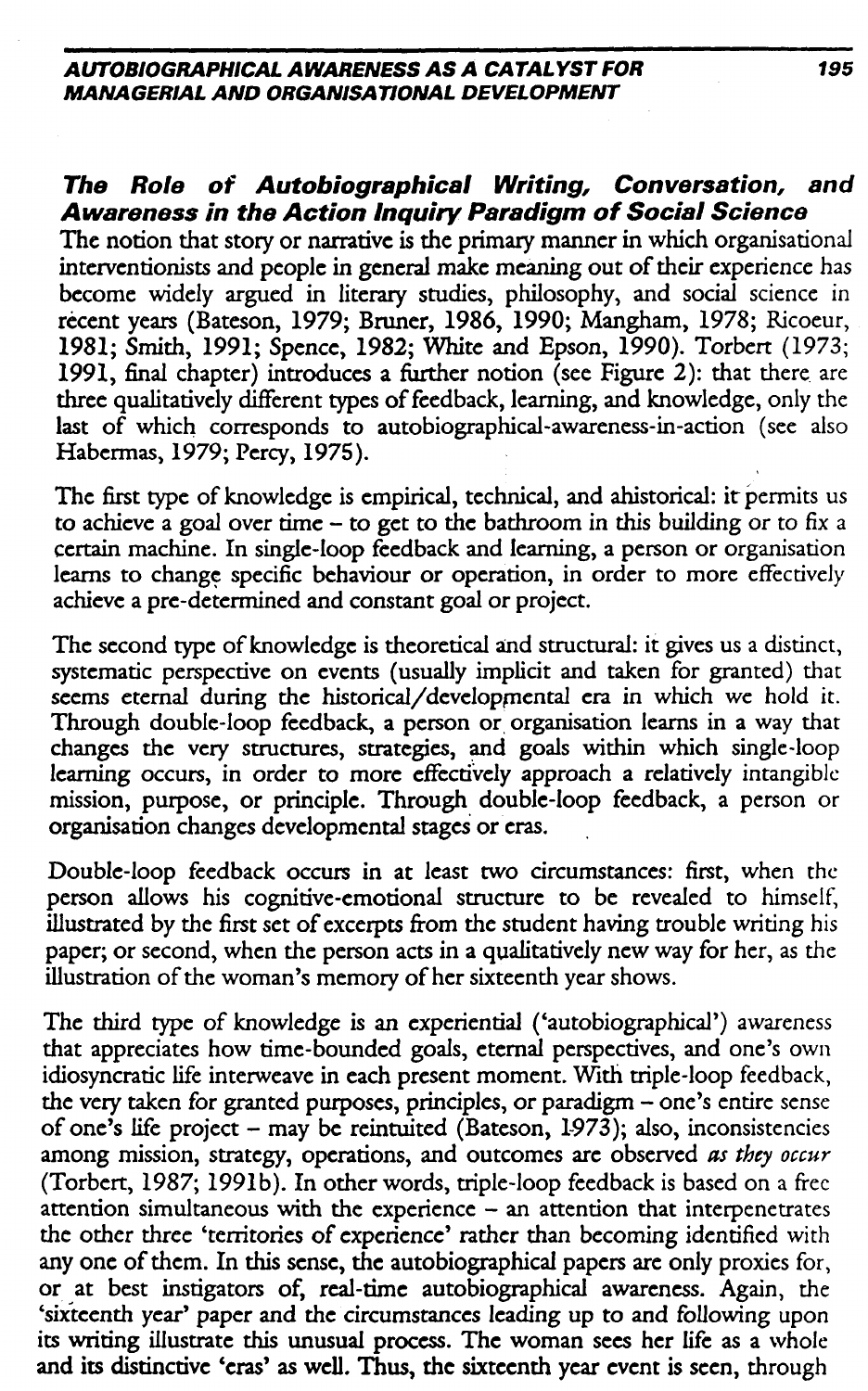### The Role of Autobiographical Writing, Conversation, and Awareness in the Action Inquiry Paradigm of Social Science

The notion that story or narrative is the primary manner in which organisational interventionists and people in general make meaning out of their experience has become widely argued in literary studies, philosophy, and social science in recent years (Bateson, 1979; Bruner, 1986, 1990; Mangham, 1978; Ricoeur, 1981; Smith, 1991; Spence, 1982; White and Epson, 1990). Torbert (1973; 1991, final chapter) introduces a further notion (see Figure 2): that there are three qualitatively different types of feedback, learning, and knowledge, only the last of which corresponds to autobiographical-awareness-in-action (see also Habermas, 1979; Percy, 1975).

The first type of knowledge is empirical, technical, and ahistorical: it permits us to achieve a goal over time – to get to the bathroom in this building or to fix a certain machine. In single-loop feedback and learning, a person or organisation learns to change specific behaviour or operation, in order to more effectively achieve a pre-determined and constant goal or project.

The second type of knowledge is theoretical and structural: it gives us a distinct, systematic perspective on events (usually implicit and taken for granted) that seems eternal during the historical/developmental era in which we hold it. Through double-loop feedback, a person or organisation learns in a way that changes the very structures, strategies, and goals within which single-loop learning occurs, in order to more effectively approach a relatively intangible mission, purpose, or principle. Through double-loop feedback, a person or organisation changes developmental stages or eras.

Double-loop feedback occurs in at least two circumstances: first, when the person allows his cognitive-emotional structure to be revealed to himself, illustrated by the first set of excerpts from the student having trouble writing his paper; or second, when the person acts in a qualitatively new way for her, as the illustration of the woman's memory of her sixteenth year shows.

The third type of knowledge is an experiential ('autobiographical') awareness that appreciates how time-bounded goals, eternal perspectives, and one's own idiosyncratic life interweave in each present moment. With triple-loop feedback, the very taken for granted purposes, principles, or paradigm – one's entire sense of one's life project – may be reintuited (Bateson, 1973); also, inconsistencies among mission, strategy, operations, and outcomes are observed *as they occur* (Torbert, 1987; 1991b). In other words, triple-loop feedback is based on a free attention simultaneous with the experience – an attention that interpenetrates the other three 'territories of experience' rather than becoming identified with any one of them. In this sense, the autobiographical papers are only proxies for, or at best instigators of, real-time autobiographical awareness. Again, the 'sixteenth year' paper and the circumstances leading up to and following upon its writing illustrate this unusual process. The woman sees her life as a whole and its distinctive 'eras' as well. Thus, the sixteenth year event is seen, through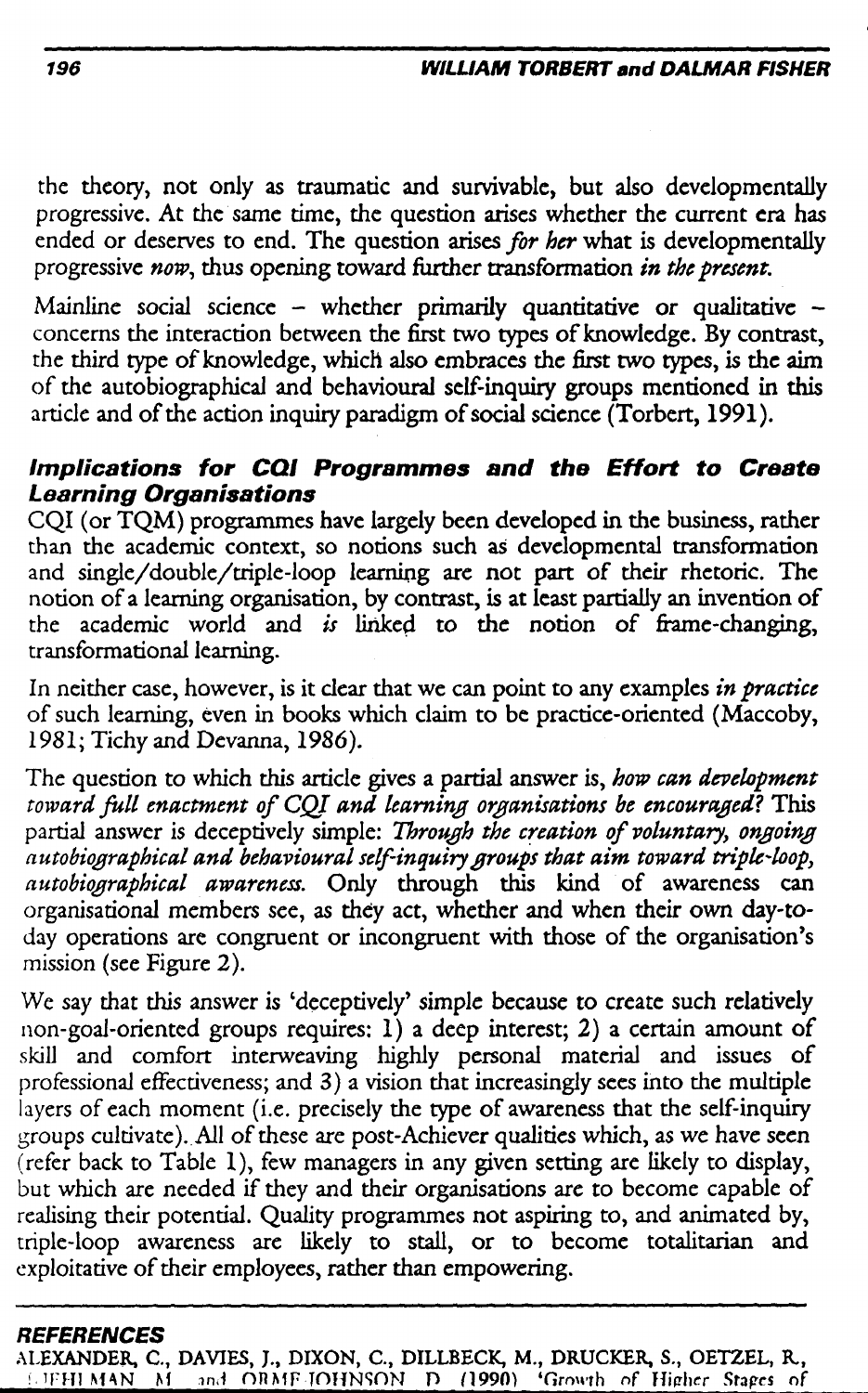the theory, not only as traumatic and survivable, but also developmentally progressive. At the same time, the question arises whether the current era has ended or deserves to end. The question arises *for her* what is developmentally progressive *now*, thus opening toward further transformation *in the present*.

Mainline social science – whether primarily quantitative or qualitative – concerns the interaction between the first two types of knowledge. By contrast, the third type of knowledge, which also embraces the first two types, is the aim of the autobiographical and behavioural self-inquiry groups mentioned in this article and of the action inquiry paradigm of social science (Torbert, 1991).

### Implications for CQI Programmes and the Effort to Create Learning Organisations

CQI (or TQM) programmes have largely been developed in the business, rather than the academic context, so notions such as developmental transformation and single/double/triple-loop learning are not part of their rhetoric. The notion of a learning organisation, by contrast, is at least partially an invention of the academic world and *is* linked to the notion of frame-changing, transformational learning.

In neither case, however, is it clear that we can point to any examples *in practice* of such learning, even in books which claim to be practice-oriented (Maccoby, 1981; Tichy and Devanna, 1986).

The question to which this article gives a partial answer is, *how can development toward full enactment of CQI and learning organisations be encouraged?* This partial answer is deceptively simple: *Through the creation of voluntary, ongoing autobiographical and behavioural self-inquiry groups that aim toward triple-loop, autobiographical awareness.* Only through this kind of awareness can organisational members see, as they act, whether and when their own day-to-day operations are congruent or incongruent with those of the organisation's mission (see Figure 2).

We say that this answer is 'deceptively' simple because to create such relatively non-goal-oriented groups requires: 1) a deep interest; 2) a certain amount of skill and comfort interweaving highly personal material and issues of professional effectiveness; and 3) a vision that increasingly sees into the multiple layers of each moment (i.e. precisely the type of awareness that the self-inquiry groups cultivate). All of these are post-Achiever qualities which, as we have seen (refer back to Table 1), few managers in any given setting are likely to display, but which are needed if they and their organisations are to become capable of realising their potential. Quality programmes not aspiring to, and animated by, triple-loop awareness are likely to stall, or to become totalitarian and exploitative of their employees, rather than empowering.

### REFERENCES

ALEXANDER, C., DAVIES, J., DIXON, C., DILLBECK, M., DRUCKER, S., OETZEL, R., LEHLMAN, M. and ORME-JOHNSON, D. (1990) 'Growth of Higher Stages of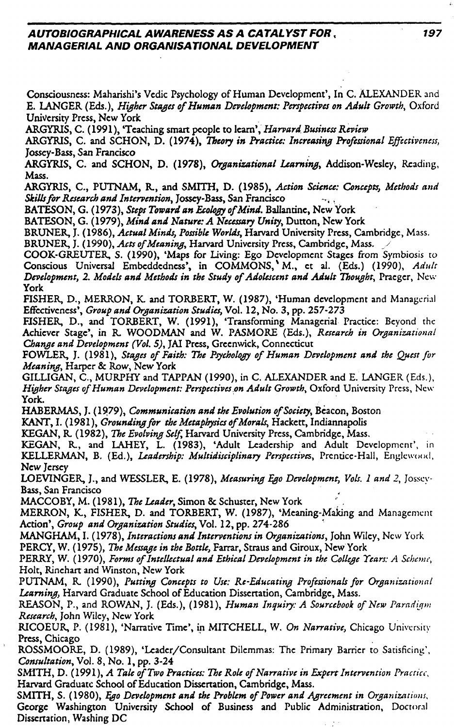Consciousness: Maharishi's Vedic Psychology of Human Development', In C. ALEXANDER and E. LANGER (Eds.), *Higher Stages of Human Development: Perspectives on Adult Growth*, Oxford University Press, New York

ARGYRIS, C. (1991), 'Teaching smart people to learn', *Harvard Business Review*

ARGYRIS, C. and SCHON, D. (1974), *Theory in Practice: Increasing Professional Effectiveness*, Jossey-Bass, San Francisco

ARGYRIS, C. and SCHON, D. (1978), *Organizational Learning*, Addison-Wesley, Reading, Mass.

ARGYRIS, C., PUTNAM, R., and SMITH, D. (1985), *Action Science: Concepts, Methods and Skills for Research and Intervention*, Jossey-Bass, San Francisco

BATESON, G. (1973), *Steps Toward an Ecology of Mind*. Ballantine, New York

BATESON, G. (1979), *Mind and Nature: A Necessary Unity*, Dutton, New York

BRUNER, J. (1986), *Actual Minds, Possible Worlds*, Harvard University Press, Cambridge, Mass.

BRUNER, J. (1990), *Acts of Meaning*, Harvard University Press, Cambridge, Mass.

COOK-GREUTER, S. (1990), 'Maps for Living: Ego Development Stages from Symbiosis to Conscious Universal Embeddedness', in COMMONS, M., et al. (Eds.) (1990), *Adult Development, 2. Models and Methods in the Study of Adolescent and Adult Thought*, Praeger, New York

FISHER, D., MERRON, K. and TORBERT, W. (1987), 'Human development and Managerial Effectiveness', *Group and Organization Studies*, Vol. 12, No. 3, pp. 257-273

FISHER, D., and TORBERT, W. (1991), 'Transforming Managerial Practice: Beyond the Achiever Stage', in R. WOODMAN and W. PASMORE (Eds.), *Research in Organizational Change and Development (Vol. 5)*, JAI Press, Greenwick, Connecticut

FOWLER, J. (1981), *Stages of Faith: The Psychology of Human Development and the Quest for Meaning*, Harper & Row, New York

GILLIGAN, C., MURPHY and TAPPAN (1990), in C. ALEXANDER and E. LANGER (Eds.), *Higher Stages of Human Development: Perspectives on Adult Growth*, Oxford University Press, New York.

HABERMAS, J. (1979), *Communication and the Evolution of Society*, Beacon, Boston

KANT, I. (1981), *Grounding for the Metaphysics of Morals*, Hackett, Indiannapolis

KEGAN, R. (1982), *The Evolving Self*, Harvard University Press, Cambridge, Mass.

KEGAN, R., and LAHEY, L. (1983), 'Adult Leadership and Adult Development', in KELLERMAN, B. (Ed.), *Leadership: Multidisciplinary Perspectives*, Prentice-Hall, Englewood, New Jersey

LOEVINGER, J., and WESSLER, E. (1978), *Measuring Ego Development, Vols. 1 and 2*, Jossey-Bass, San Francisco

MACCOBY, M. (1981), *The Leader*, Simon & Schuster, New York

MERRON, K., FISHER, D. and TORBERT, W. (1987), 'Meaning-Making and Management Action', *Group and Organization Studies*, Vol. 12, pp. 274-286

MANGHAM, I. (1978), *Interactions and Interventions in Organizations*, John Wiley, New York

PERCY, W. (1975), *The Message in the Bottle*, Farrar, Straus and Giroux, New York

PERRY, W. (1970), *Forms of Intellectual and Ethical Development in the College Years: A Scheme*, Holt, Rinehart and Winston, New York

PUTNAM, R. (1990), *Putting Concepts to Use: Re-Educating Professionals for Organizational Learning*, Harvard Graduate School of Education Dissertation, Cambridge, Mass.

REASON, P., and ROWAN, J. (Eds.), (1981), *Human Inquiry: A Sourcebook of New Paradigm Research*, John Wiley, New York

RICOEUR, P. (1981), 'Narrative Time', in MITCHELL, W. *On Narrative*, Chicago University Press, Chicago

ROSSMOORE, D. (1989), 'Leader/Consultant Dilemmas: The Primary Barrier to Satisficing', *Consultation*, Vol. 8, No. 1, pp. 3-24

SMITH, D. (1991), *A Tale of Two Practices: The Role of Narrative in Expert Intervention Practice*, Harvard Graduate School of Education Dissertation, Cambridge, Mass.

SMITH, S. (1980), *Ego Development and the Problem of Power and Agreement in Organizations*, George Washington University School of Business and Public Administration, Doctoral Dissertation, Washing DC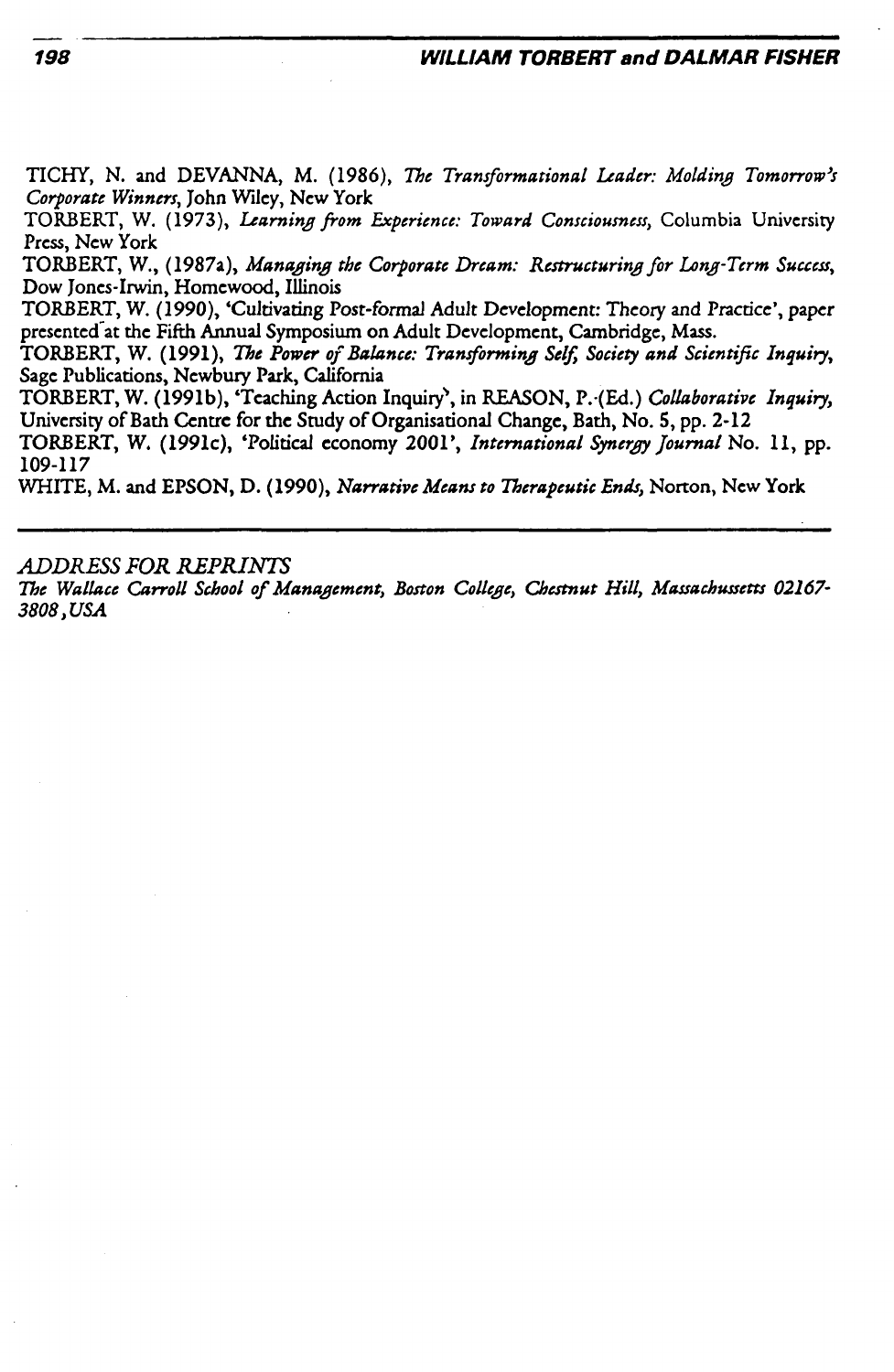TICHY, N. and DEVANNA, M. (1986), *The Transformational Leader: Molding Tomorrow's Corporate Winners*, John Wiley, New York

TORBERT, W. (1973), *Learning from Experience: Toward Consciousness*, Columbia University Press, New York

TORBERT, W., (1987a), *Managing the Corporate Dream: Restructuring for Long-Term Success*, Dow Jones-Irwin, Homewood, Illinois

TORBERT, W. (1990), 'Cultivating Post-formal Adult Development: Theory and Practice', paper presented at the Fifth Annual Symposium on Adult Development, Cambridge, Mass.

TORBERT, W. (1991), *The Power of Balance: Transforming Self, Society and Scientific Inquiry*, Sage Publications, Newbury Park, California

TORBERT, W. (1991b), 'Teaching Action Inquiry', in REASON, P. (Ed.) *Collaborative Inquiry*, University of Bath Centre for the Study of Organisational Change, Bath, No. 5, pp. 2-12

TORBERT, W. (1991c), 'Political economy 2001', *International Synergy Journal* No. 11, pp. 109-117

WHITE, M. and EPSON, D. (1990), *Narrative Means to Therapeutic Ends*, Norton, New York

---

*ADDRESS FOR REPRINTS*

*The Wallace Carroll School of Management, Boston College, Chestnut Hill, Massachussetts 02167-3808, USA*